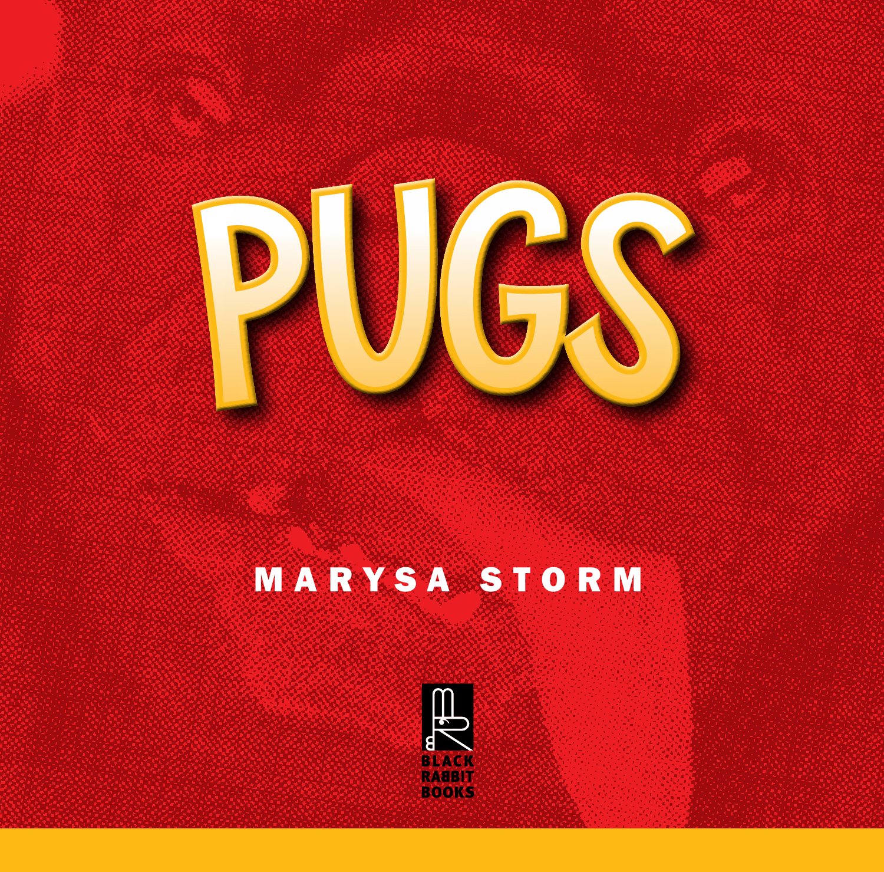# PUGS

MARYSA STORM

BLACK RABBIT BOOKS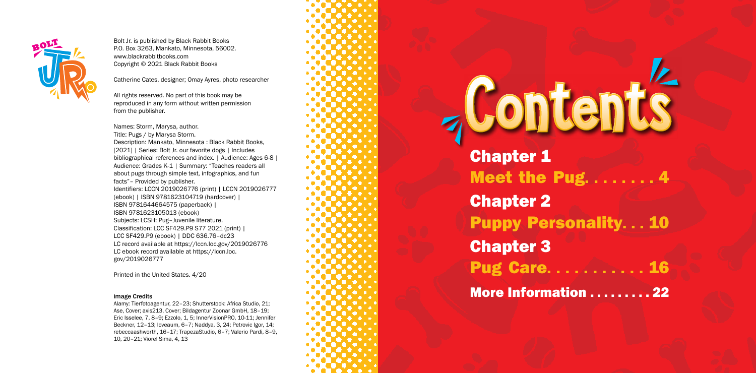Bolt Jr. is published by Black Rabbit Books
P.O. Box 3263, Mankato, Minnesota, 56002.
www.blackrabbitbooks.com
Copyright © 2021 Black Rabbit Books

Catherine Cates, designer; Omay Ayres, photo researcher

All rights reserved. No part of this book may be reproduced in any form without written permission from the publisher.

Names: Storm, Marysa, author.
Title: Pugs / by Marysa Storm.
Description: Mankato, Minnesota : Black Rabbit Books, [2021] | Series: Bolt Jr. our favorite dogs | Includes bibliographical references and index. | Audience: Ages 6-8 | Audience: Grades K-1 | Summary: "Teaches readers all about pugs through simple text, infographics, and fun facts"– Provided by publisher.
Identifiers: LCCN 2019026776 (print) | LCCN 2019026777 (ebook) | ISBN 9781623104719 (hardcover) | ISBN 9781644664575 (paperback) | ISBN 9781623105013 (ebook)
Subjects: LCSH: Pug–Juvenile literature.
Classification: LCC SF429.P9 S77 2021 (print) | LCC SF429.P9 (ebook) | DDC 636.76–dc23
LC record available at https://lccn.loc.gov/2019026776
LC ebook record available at https://lccn.loc.gov/2019026777

Printed in the United States. 4/20

#### Image Credits

Alamy: Tierfotoagentur, 22–23; Shutterstock: Africa Studio, 21; Ase, Cover; axis213, Cover; Bildagentur Zoonar GmbH, 18–19; Eric Isselee, 7, 8–9; Ezzolo, 1, 5; InnerVisionPRO, 10-11; Jennifer Beckner, 12–13; loveaum, 6–7; Naddya, 3, 24; Petrovic Igor, 14; rebeccaashworth, 16–17; TrapezaStudio, 6–7; Valerio Pardi, 8–9, 10, 20–21; Viorel Sima, 4, 13

# Contents

**Chapter 1**
**Meet the Pug. . . . . . . . 4**

**Chapter 2**
**Puppy Personality. . . 10**

**Chapter 3**
**Pug Care. . . . . . . . . . . 16**

**More Information . . . . . . . . . 22**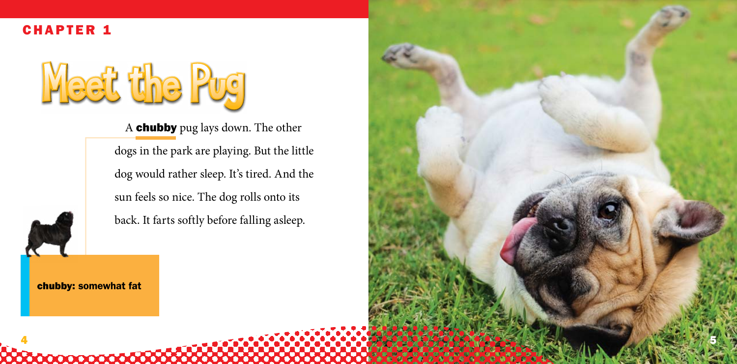CHAPTER 1

# Meet the Pug

A **chubby** pug lays down. The other dogs in the park are playing. But the little dog would rather sleep. It's tired. And the sun feels so nice. The dog rolls onto its back. It farts softly before falling asleep.

**chubby:** somewhat fat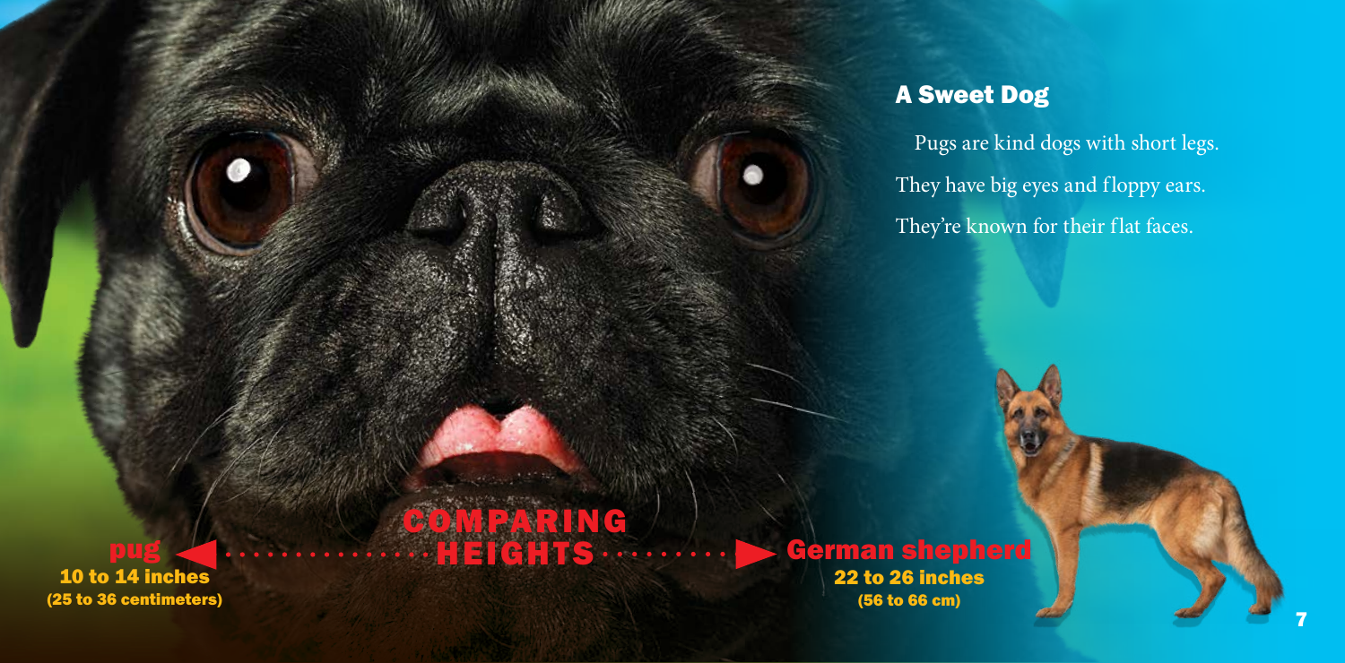## A Sweet Dog

Pugs are kind dogs with short legs. They have big eyes and floppy ears. They're known for their flat faces.

**COMPARING HEIGHTS**

**pug**
**10 to 14 inches**
**(25 to 36 centimeters)**

**German shepherd**
**22 to 26 inches**
**(56 to 66 cm)**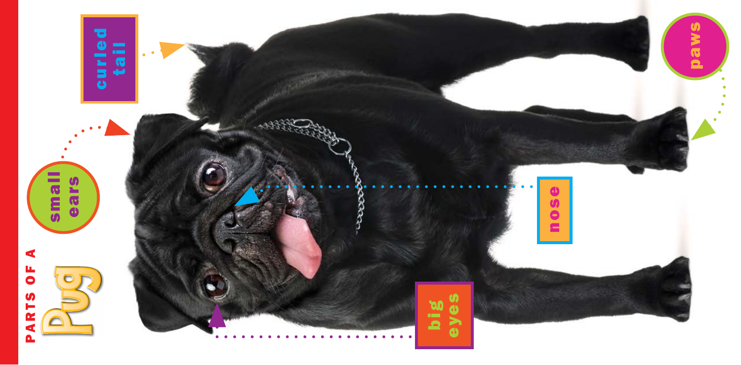# PARTS OF A Pug

curled tail

small ears

nose

paws

big eyes